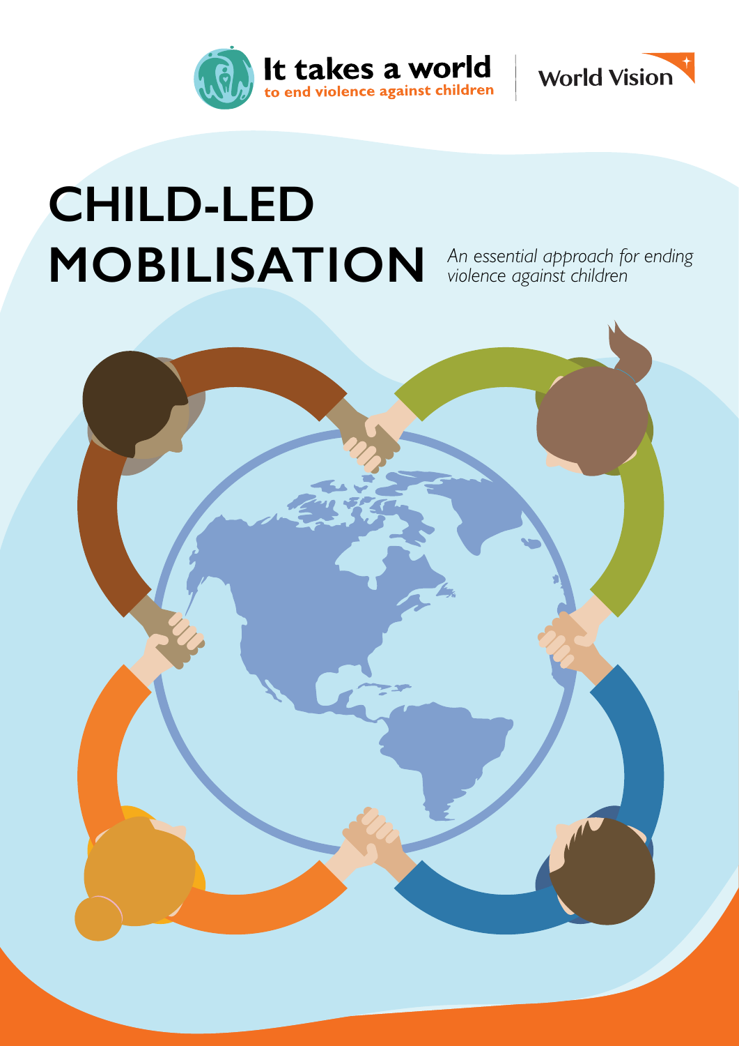It takes a world to end violence against children

World Vision

# CHILD-LED MOBILISATION

*An essential approach for ending violence against children*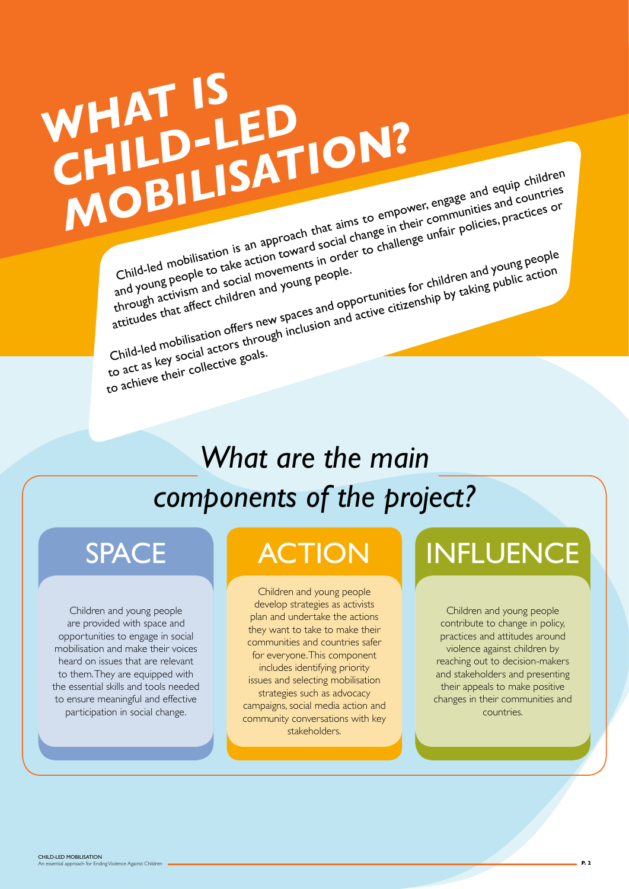# WHAT IS CHILD-LED MOBILISATION?

Child-led mobilisation is an approach that aims to empower, engage and equip children and young people to take action toward social change in their communities and countries through activism and social movements in order to challenge unfair policies, practices or attitudes that affect children and young people.

Child-led mobilisation offers new spaces and opportunities for children and young people to act as key social actors through inclusion and active citizenship by taking public action to achieve their collective goals.

## *What are the main components of the project?*

### SPACE

Children and young people are provided with space and opportunities to engage in social mobilisation and make their voices heard on issues that are relevant to them. They are equipped with the essential skills and tools needed to ensure meaningful and effective participation in social change.

### ACTION

Children and young people develop strategies as activists plan and undertake the actions they want to take to make their communities and countries safer for everyone. This component includes identifying priority issues and selecting mobilisation strategies such as advocacy campaigns, social media action and community conversations with key stakeholders.

### INFLUENCE

Children and young people contribute to change in policy, practices and attitudes around violence against children by reaching out to decision-makers and stakeholders and presenting their appeals to make positive changes in their communities and countries.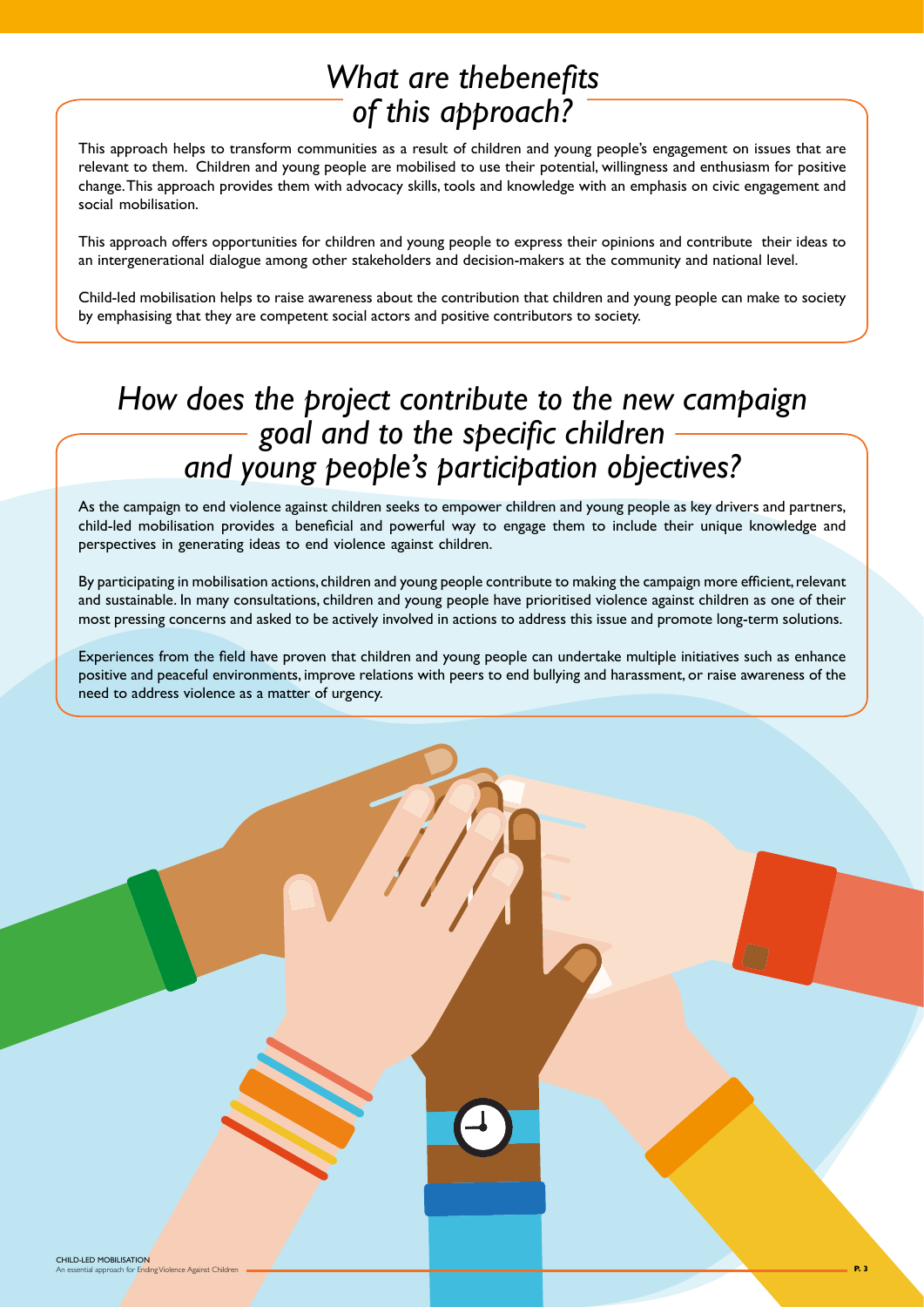## What are thebenefits of this approach?

This approach helps to transform communities as a result of children and young people's engagement on issues that are relevant to them. Children and young people are mobilised to use their potential, willingness and enthusiasm for positive change. This approach provides them with advocacy skills, tools and knowledge with an emphasis on civic engagement and social mobilisation.

This approach offers opportunities for children and young people to express their opinions and contribute their ideas to an intergenerational dialogue among other stakeholders and decision-makers at the community and national level.

Child-led mobilisation helps to raise awareness about the contribution that children and young people can make to society by emphasising that they are competent social actors and positive contributors to society.

## How does the project contribute to the new campaign goal and to the specific children and young people's participation objectives?

As the campaign to end violence against children seeks to empower children and young people as key drivers and partners, child-led mobilisation provides a beneficial and powerful way to engage them to include their unique knowledge and perspectives in generating ideas to end violence against children.

By participating in mobilisation actions, children and young people contribute to making the campaign more efficient, relevant and sustainable. In many consultations, children and young people have prioritised violence against children as one of their most pressing concerns and asked to be actively involved in actions to address this issue and promote long-term solutions.

Experiences from the field have proven that children and young people can undertake multiple initiatives such as enhance positive and peaceful environments, improve relations with peers to end bullying and harassment, or raise awareness of the need to address violence as a matter of urgency.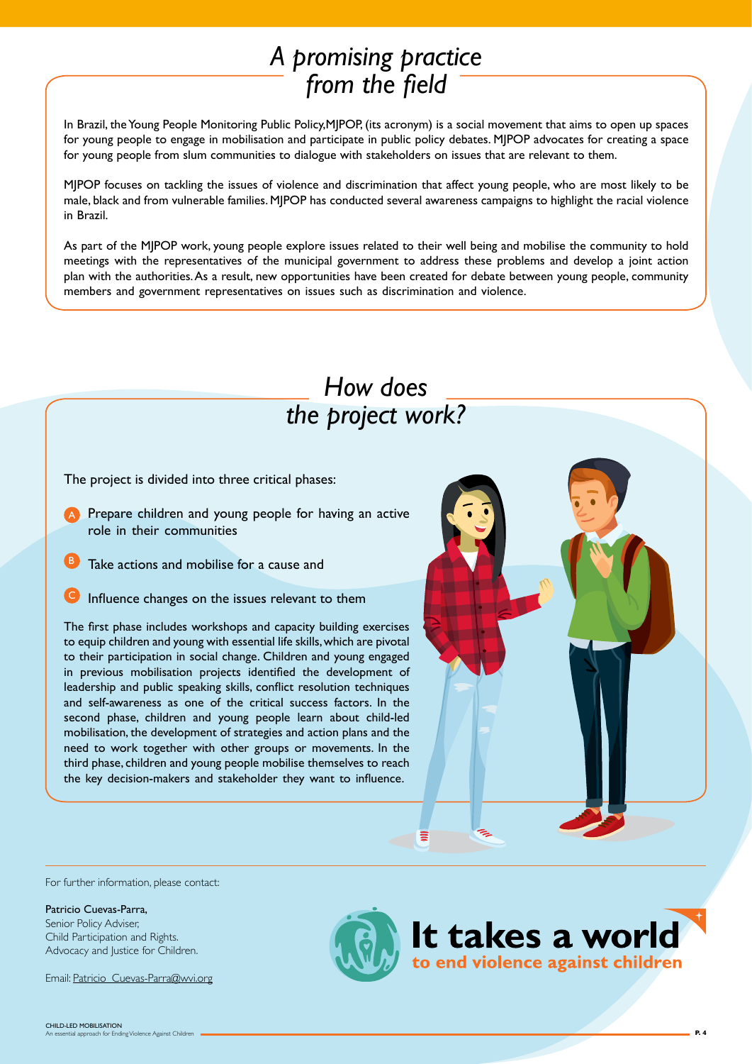## *A promising practice from the field*

In Brazil, the Young People Monitoring Public Policy, MJPOP, (its acronym) is a social movement that aims to open up spaces for young people to engage in mobilisation and participate in public policy debates. MJPOP advocates for creating a space for young people from slum communities to dialogue with stakeholders on issues that are relevant to them.

MJPOP focuses on tackling the issues of violence and discrimination that affect young people, who are most likely to be male, black and from vulnerable families. MJPOP has conducted several awareness campaigns to highlight the racial violence in Brazil.

As part of the MJPOP work, young people explore issues related to their well being and mobilise the community to hold meetings with the representatives of the municipal government to address these problems and develop a joint action plan with the authorities. As a result, new opportunities have been created for debate between young people, community members and government representatives on issues such as discrimination and violence.

## *How does the project work?*

The project is divided into three critical phases:

- **A** Prepare children and young people for having an active role in their communities
- **B** Take actions and mobilise for a cause and
- **C** Influence changes on the issues relevant to them

The first phase includes workshops and capacity building exercises to equip children and young with essential life skills, which are pivotal to their participation in social change. Children and young engaged in previous mobilisation projects identified the development of leadership and public speaking skills, conflict resolution techniques and self-awareness as one of the critical success factors. In the second phase, children and young people learn about child-led mobilisation, the development of strategies and action plans and the need to work together with other groups or movements. In the third phase, children and young people mobilise themselves to reach the key decision-makers and stakeholder they want to influence.

For further information, please contact:

**Patricio Cuevas-Parra,**
Senior Policy Adviser,
Child Participation and Rights.
Advocacy and Justice for Children.

Email: Patricio_Cuevas-Parra@wvi.org

**It takes a world**
**to end violence against children**